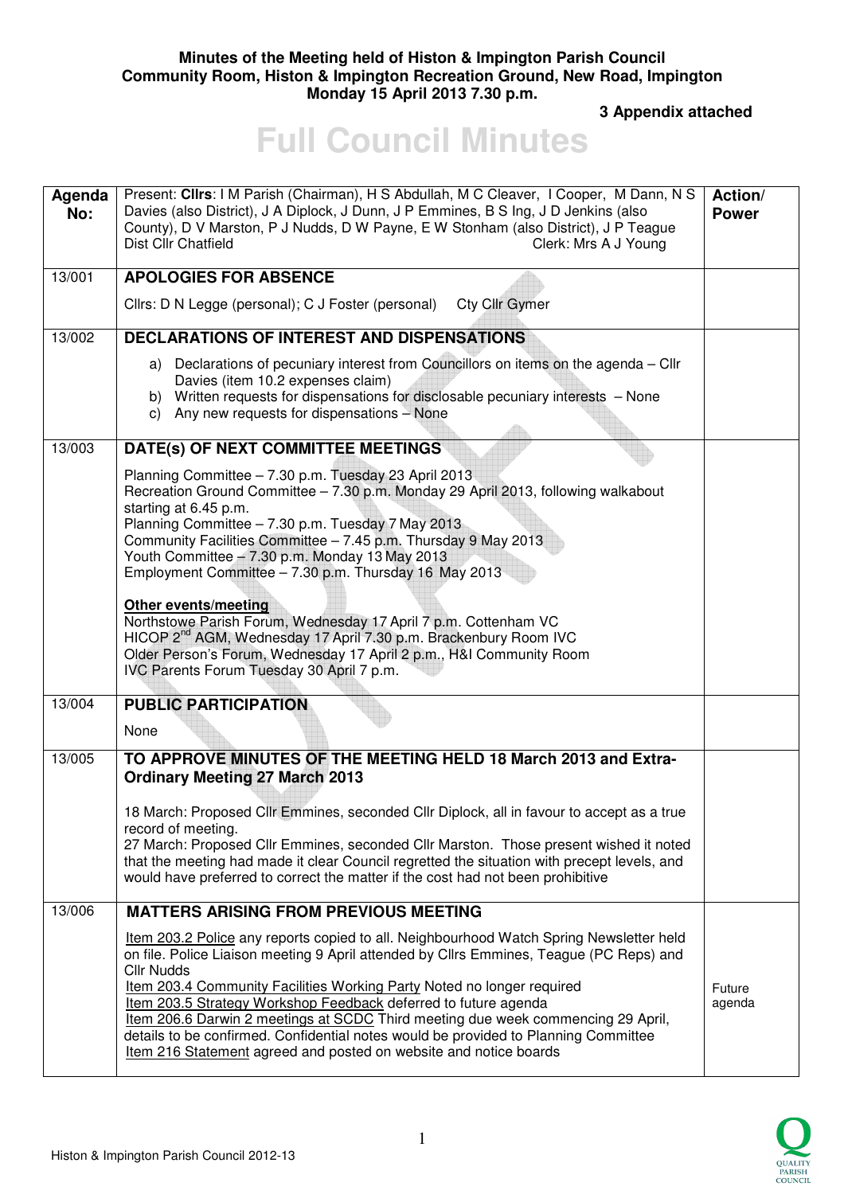**Minutes of the Meeting held of Histon & Impington Parish Council**
**Community Room, Histon & Impington Recreation Ground, New Road, Impington**
**Monday 15 April 2013 7.30 p.m.**

**3 Appendix attached**

# Full Council Minutes

| Agenda No: | Present: **Cllrs**: I M Parish (Chairman), H S Abdullah, M C Cleaver, I Cooper, M Dann, N S Davies (also District), J A Diplock, J Dunn, J P Emmines, B S Ing, J D Jenkins (also County), D V Marston, P J Nudds, D W Payne, E W Stonham (also District), J P Teague<br>Dist Cllr Chatfield Clerk: Mrs A J Young | Action/ Power |
|---|---|---|
| 13/001 | **APOLOGIES FOR ABSENCE**<br><br>Cllrs: D N Legge (personal); C J Foster (personal) Cty Cllr Gymer | |
| 13/002 | **DECLARATIONS OF INTEREST AND DISPENSATIONS**<br><br>a) Declarations of pecuniary interest from Councillors on items on the agenda – Cllr Davies (item 10.2 expenses claim)<br>b) Written requests for dispensations for disclosable pecuniary interests – None<br>c) Any new requests for dispensations – None | |
| 13/003 | **DATE(s) OF NEXT COMMITTEE MEETINGS**<br><br>Planning Committee – 7.30 p.m. Tuesday 23 April 2013<br>Recreation Ground Committee – 7.30 p.m. Monday 29 April 2013, following walkabout starting at 6.45 p.m.<br>Planning Committee – 7.30 p.m. Tuesday 7 May 2013<br>Community Facilities Committee – 7.45 p.m. Thursday 9 May 2013<br>Youth Committee – 7.30 p.m. Monday 13 May 2013<br>Employment Committee – 7.30 p.m. Thursday 16 May 2013<br><br>**Other events/meeting**<br>Northstowe Parish Forum, Wednesday 17 April 7 p.m. Cottenham VC<br>HICOP 2nd AGM, Wednesday 17 April 7.30 p.m. Brackenbury Room IVC<br>Older Person's Forum, Wednesday 17 April 2 p.m., H&I Community Room<br>IVC Parents Forum Tuesday 30 April 7 p.m. | |
| 13/004 | **PUBLIC PARTICIPATION**<br><br>None | |
| 13/005 | **TO APPROVE MINUTES OF THE MEETING HELD 18 March 2013 and Extra-Ordinary Meeting 27 March 2013**<br><br>18 March: Proposed Cllr Emmines, seconded Cllr Diplock, all in favour to accept as a true record of meeting.<br>27 March: Proposed Cllr Emmines, seconded Cllr Marston. Those present wished it noted that the meeting had made it clear Council regretted the situation with precept levels, and would have preferred to correct the matter if the cost had not been prohibitive | |
| 13/006 | **MATTERS ARISING FROM PREVIOUS MEETING**<br><br>Item 203.2 Police any reports copied to all. Neighbourhood Watch Spring Newsletter held on file. Police Liaison meeting 9 April attended by Cllrs Emmines, Teague (PC Reps) and Cllr Nudds<br>Item 203.4 Community Facilities Working Party Noted no longer required<br>Item 203.5 Strategy Workshop Feedback deferred to future agenda<br>Item 206.6 Darwin 2 meetings at SCDC Third meeting due week commencing 29 April, details to be confirmed. Confidential notes would be provided to Planning Committee<br>Item 216 Statement agreed and posted on website and notice boards | Future agenda |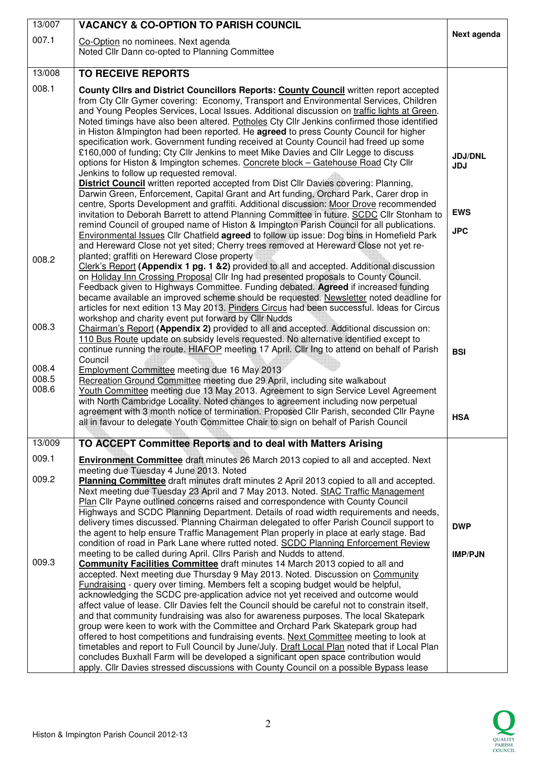| | | |
|---|---|---|
| 13/007 | **VACANCY & CO-OPTION TO PARISH COUNCIL** | |
| 007.1 | Co-Option no nominees. Next agenda<br>Noted Cllr Dann co-opted to Planning Committee | **Next agenda** |
| 13/008 | **TO RECEIVE REPORTS** | |
| 008.1 | **County Cllrs and District Councillors Reports: County Council** written report accepted from Cty Cllr Gymer covering: Economy, Transport and Environmental Services, Children and Young Peoples Services, Local Issues. Additional discussion on traffic lights at Green. Noted timings have also been altered. Potholes Cty Cllr Jenkins confirmed those identified in Histon &Impington had been reported. He **agreed** to press County Council for higher specification work. Government funding received at County Council had freed up some £160,000 of funding; Cty Cllr Jenkins to meet Mike Davies and Cllr Legge to discuss options for Histon & Impington schemes. Concrete block – Gatehouse Road Cty Cllr Jenkins to follow up requested removal.<br>**District Council** written reported accepted from Dist Cllr Davies covering: Planning, Darwin Green, Enforcement, Capital Grant and Art funding, Orchard Park, Carer drop in centre, Sports Development and graffiti. Additional discussion: Moor Drove recommended invitation to Deborah Barrett to attend Planning Committee in future. SCDC Cllr Stonham to remind Council of grouped name of Histon & Impington Parish Council for all publications. Environmental Issues Cllr Chatfield **agreed** to follow up issue: Dog bins in Homefield Park and Hereward Close not yet sited; Cherry trees removed at Hereward Close not yet re-planted; graffiti on Hereward Close property | **JDJ/DNL**<br>**JDJ**<br><br>**EWS**<br><br>**JPC** |
| 008.2 | Clerk's Report **(Appendix 1 pg. 1 &2)** provided to all and accepted. Additional discussion on Holiday Inn Crossing Proposal Cllr Ing had presented proposals to County Council. Feedback given to Highways Committee. Funding debated. **Agreed** if increased funding became available an improved scheme should be requested. Newsletter noted deadline for articles for next edition 13 May 2013. Pinders Circus had been successful. Ideas for Circus workshop and charity event put forward by Cllr Nudds | |
| 008.3 | Chairman's Report **(Appendix 2)** provided to all and accepted. Additional discussion on: 110 Bus Route update on subsidy levels requested. No alternative identified except to continue running the route. HIAFOP meeting 17 April. Cllr Ing to attend on behalf of Parish Council | **BSI** |
| 008.4 | Employment Committee meeting due 16 May 2013 | |
| 008.5 | Recreation Ground Committee meeting due 29 April, including site walkabout | |
| 008.6 | Youth Committee meeting due 13 May 2013. Agreement to sign Service Level Agreement with North Cambridge Locality. Noted changes to agreement including now perpetual agreement with 3 month notice of termination. Proposed Cllr Parish, seconded Cllr Payne all in favour to delegate Youth Committee Chair to sign on behalf of Parish Council | **HSA** |
| 13/009 | **TO ACCEPT Committee Reports and to deal with Matters Arising** | |
| 009.1 | **Environment Committee** draft minutes 26 March 2013 copied to all and accepted. Next meeting due Tuesday 4 June 2013. Noted | |
| 009.2 | **Planning Committee** draft minutes draft minutes 2 April 2013 copied to all and accepted. Next meeting due Tuesday 23 April and 7 May 2013. Noted. StAC Traffic Management Plan Cllr Payne outlined concerns raised and correspondence with County Council Highways and SCDC Planning Department. Details of road width requirements and needs, delivery times discussed. Planning Chairman delegated to offer Parish Council support to the agent to help ensure Traffic Management Plan properly in place at early stage. Bad condition of road in Park Lane where rutted noted. SCDC Planning Enforcement Review meeting to be called during April. Cllrs Parish and Nudds to attend. | **DWP**<br><br>**IMP/PJN** |
| 009.3 | **Community Facilities Committee** draft minutes 14 March 2013 copied to all and accepted. Next meeting due Thursday 9 May 2013. Noted. Discussion on Community Fundraising - query over timing. Members felt a scoping budget would be helpful, acknowledging the SCDC pre-application advice not yet received and outcome would affect value of lease. Cllr Davies felt the Council should be careful not to constrain itself, and that community fundraising was also for awareness purposes. The local Skatepark group were keen to work with the Committee and Orchard Park Skatepark group had offered to host competitions and fundraising events. Next Committee meeting to look at timetables and report to Full Council by June/July. Draft Local Plan noted that if Local Plan concludes Buxhall Farm will be developed a significant open space contribution would apply. Cllr Davies stressed discussions with County Council on a possible Bypass lease | |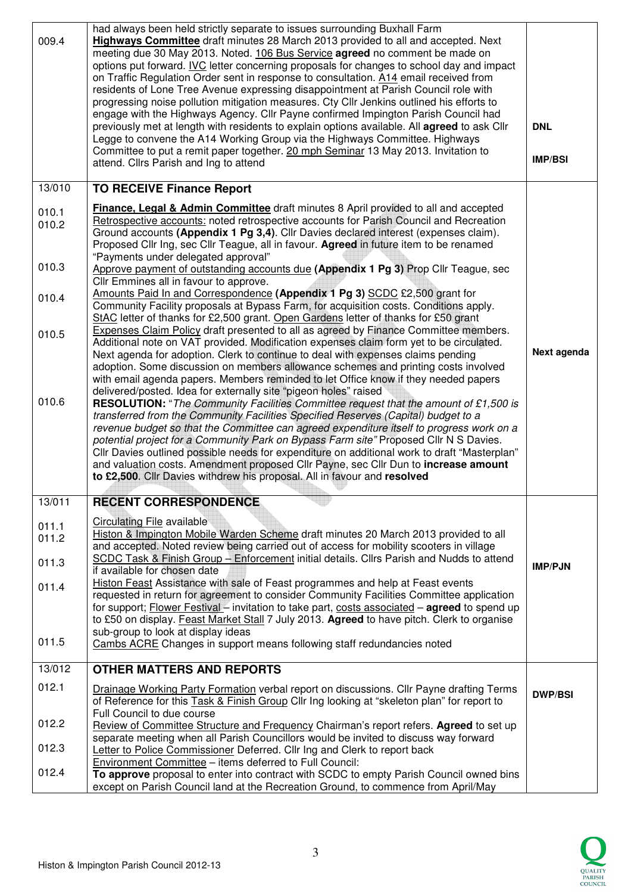| | | |
|---|---|---|
| 009.4 | had always been held strictly separate to issues surrounding Buxhall Farm<br>**Highways Committee** draft minutes 28 March 2013 provided to all and accepted. Next meeting due 30 May 2013. Noted. 106 Bus Service **agreed** no comment be made on options put forward. IVC letter concerning proposals for changes to school day and impact on Traffic Regulation Order sent in response to consultation. A14 email received from residents of Lone Tree Avenue expressing disappointment at Parish Council role with progressing noise pollution mitigation measures. Cty Cllr Jenkins outlined his efforts to engage with the Highways Agency. Cllr Payne confirmed Impington Parish Council had previously met at length with residents to explain options available. All **agreed** to ask Cllr Legge to convene the A14 Working Group via the Highways Committee. Highways Committee to put a remit paper together. 20 mph Seminar 13 May 2013. Invitation to attend. Cllrs Parish and Ing to attend | DNL<br><br>IMP/BSI |
| 13/010 | **TO RECEIVE Finance Report** | |
| 010.1<br>010.2<br><br><br><br>010.3<br><br>010.4<br><br><br>010.5<br><br><br><br><br><br>010.6 | **Finance, Legal & Admin Committee** draft minutes 8 April provided to all and accepted<br>Retrospective accounts: noted retrospective accounts for Parish Council and Recreation Ground accounts **(Appendix 1 Pg 3,4)**. Cllr Davies declared interest (expenses claim). Proposed Cllr Ing, sec Cllr Teague, all in favour. **Agreed** in future item to be renamed "Payments under delegated approval"<br>Approve payment of outstanding accounts due **(Appendix 1 Pg 3)** Prop Cllr Teague, sec Cllr Emmines all in favour to approve.<br>Amounts Paid In and Correspondence **(Appendix 1 Pg 3)** SCDC £2,500 grant for Community Facility proposals at Bypass Farm, for acquisition costs. Conditions apply. StAC letter of thanks for £2,500 grant. Open Gardens letter of thanks for £50 grant<br>Expenses Claim Policy draft presented to all as agreed by Finance Committee members. Additional note on VAT provided. Modification expenses claim form yet to be circulated. Next agenda for adoption. Clerk to continue to deal with expenses claims pending adoption. Some discussion on members allowance schemes and printing costs involved with email agenda papers. Members reminded to let Office know if they needed papers delivered/posted. Idea for externally site "pigeon holes" raised<br>**RESOLUTION:** "*The Community Facilities Committee request that the amount of £1,500 is transferred from the Community Facilities Specified Reserves (Capital) budget to a revenue budget so that the Committee can agreed expenditure itself to progress work on a potential project for a Community Park on Bypass Farm site*" Proposed Cllr N S Davies. Cllr Davies outlined possible needs for expenditure on additional work to draft "Masterplan" and valuation costs. Amendment proposed Cllr Payne, sec Cllr Dun to **increase amount to £2,500**. Cllr Davies withdrew his proposal. All in favour and **resolved** | Next agenda |
| 13/011 | **RECENT CORRESPONDENCE** | |
| 011.1<br>011.2<br><br>011.3<br><br>011.4<br><br><br><br><br>011.5 | Circulating File available<br>Histon & Impington Mobile Warden Scheme draft minutes 20 March 2013 provided to all and accepted. Noted review being carried out of access for mobility scooters in village<br>SCDC Task & Finish Group – Enforcement initial details. Cllrs Parish and Nudds to attend if available for chosen date<br>Histon Feast Assistance with sale of Feast programmes and help at Feast events requested in return for agreement to consider Community Facilities Committee application for support; Flower Festival – invitation to take part, costs associated – **agreed** to spend up to £50 on display. Feast Market Stall 7 July 2013. **Agreed** to have pitch. Clerk to organise sub-group to look at display ideas<br>Cambs ACRE Changes in support means following staff redundancies noted | IMP/PJN |
| 13/012 | **OTHER MATTERS AND REPORTS** | |
| 012.1<br><br><br>012.2<br><br>012.3<br><br>012.4 | Drainage Working Party Formation verbal report on discussions. Cllr Payne drafting Terms of Reference for this Task & Finish Group Cllr Ing looking at "skeleton plan" for report to Full Council to due course<br>Review of Committee Structure and Frequency Chairman's report refers. **Agreed** to set up separate meeting when all Parish Councillors would be invited to discuss way forward<br>Letter to Police Commissioner Deferred. Cllr Ing and Clerk to report back<br>Environment Committee – items deferred to Full Council:<br>**To approve** proposal to enter into contract with SCDC to empty Parish Council owned bins except on Parish Council land at the Recreation Ground, to commence from April/May | DWP/BSI |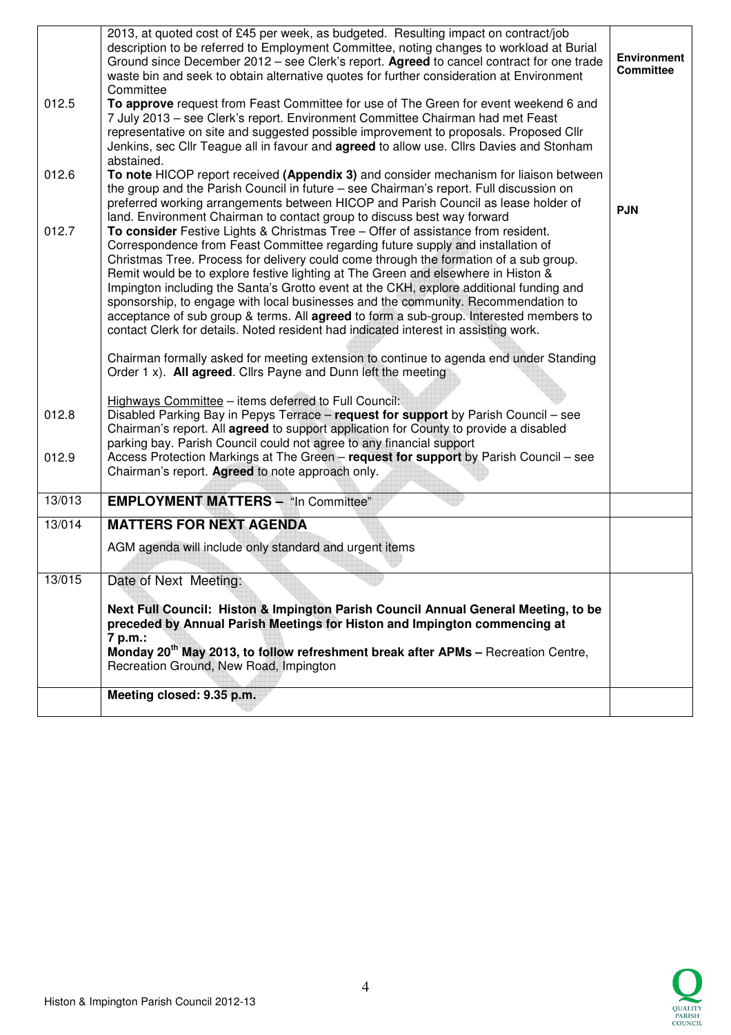| | | |
|---|---|---|
| | 2013, at quoted cost of £45 per week, as budgeted. Resulting impact on contract/job description to be referred to Employment Committee, noting changes to workload at Burial Ground since December 2012 – see Clerk's report. **Agreed** to cancel contract for one trade waste bin and seek to obtain alternative quotes for further consideration at Environment Committee | **Environment Committee** |
| 012.5 | **To approve** request from Feast Committee for use of The Green for event weekend 6 and 7 July 2013 – see Clerk's report. Environment Committee Chairman had met Feast representative on site and suggested possible improvement to proposals. Proposed Cllr Jenkins, sec Cllr Teague all in favour and **agreed** to allow use. Cllrs Davies and Stonham abstained. | |
| 012.6 | **To note** HICOP report received **(Appendix 3)** and consider mechanism for liaison between the group and the Parish Council in future – see Chairman's report. Full discussion on preferred working arrangements between HICOP and Parish Council as lease holder of land. Environment Chairman to contact group to discuss best way forward | **PJN** |
| 012.7 | **To consider** Festive Lights & Christmas Tree – Offer of assistance from resident. Correspondence from Feast Committee regarding future supply and installation of Christmas Tree. Process for delivery could come through the formation of a sub group. Remit would be to explore festive lighting at The Green and elsewhere in Histon & Impington including the Santa's Grotto event at the CKH, explore additional funding and sponsorship, to engage with local businesses and the community. Recommendation to acceptance of sub group & terms. All **agreed** to form a sub-group. Interested members to contact Clerk for details. Noted resident had indicated interest in assisting work.<br><br>Chairman formally asked for meeting extension to continue to agenda end under Standing Order 1 x). **All agreed**. Cllrs Payne and Dunn left the meeting<br><br>Highways Committee – items deferred to Full Council: | |
| 012.8 | Disabled Parking Bay in Pepys Terrace – **request for support** by Parish Council – see Chairman's report. All **agreed** to support application for County to provide a disabled parking bay. Parish Council could not agree to any financial support | |
| 012.9 | Access Protection Markings at The Green – **request for support** by Parish Council – see Chairman's report. **Agreed** to note approach only. | |
| 13/013 | **EMPLOYMENT MATTERS –** "In Committee" | |
| 13/014 | **MATTERS FOR NEXT AGENDA**<br><br>AGM agenda will include only standard and urgent items | |
| 13/015 | Date of Next Meeting:<br><br>**Next Full Council: Histon & Impington Parish Council Annual General Meeting, to be preceded by Annual Parish Meetings for Histon and Impington commencing at 7 p.m.:**<br>**Monday 20th May 2013, to follow refreshment break after APMs –** Recreation Centre, Recreation Ground, New Road, Impington | |
| | **Meeting closed: 9.35 p.m.** | |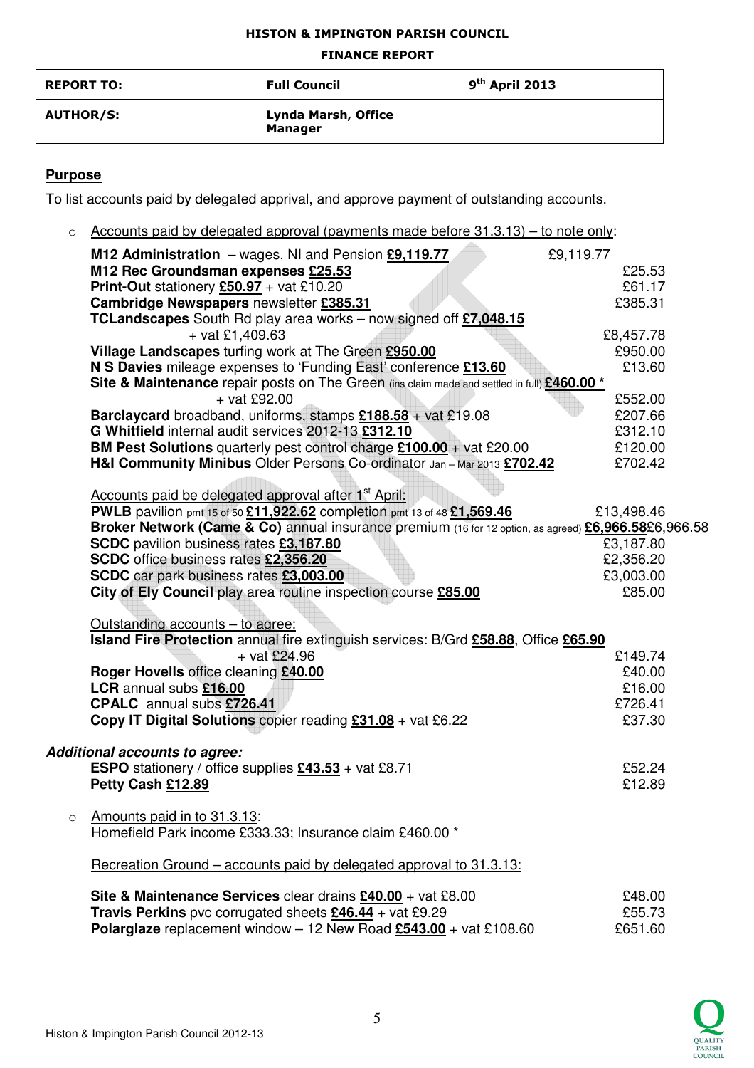HISTON & IMPINGTON PARISH COUNCIL

FINANCE REPORT

| REPORT TO: | Full Council | 9th April 2013 |
|---|---|---|
| AUTHOR/S: | Lynda Marsh, Office Manager | |

## Purpose

To list accounts paid by delegated apprival, and approve payment of outstanding accounts.

- Accounts paid by delegated approval (payments made before 31.3.13) – to note only:

| Item | Amount |
|---|---|
| **M12 Administration** – wages, NI and Pension **£9,119.77** | £9,119.77 |
| **M12 Rec Groundsman expenses £25.53** | £25.53 |
| **Print-Out** stationery **£50.97** + vat £10.20 | £61.17 |
| **Cambridge Newspapers** newsletter **£385.31** | £385.31 |
| **TCLandscapes** South Rd play area works – now signed off **£7,048.15** + vat £1,409.63 | £8,457.78 |
| **Village Landscapes** turfing work at The Green **£950.00** | £950.00 |
| **N S Davies** mileage expenses to 'Funding East' conference **£13.60** | £13.60 |
| **Site & Maintenance** repair posts on The Green (ins claim made and settled in full) **£460.00** * + vat £92.00 | £552.00 |
| **Barclaycard** broadband, uniforms, stamps **£188.58** + vat £19.08 | £207.66 |
| **G Whitfield** internal audit services 2012-13 **£312.10** | £312.10 |
| **BM Pest Solutions** quarterly pest control charge **£100.00** + vat £20.00 | £120.00 |
| **H&I Community Minibus** Older Persons Co-ordinator Jan – Mar 2013 **£702.42** | £702.42 |

Accounts paid be delegated approval after 1st April:

| Item | Amount |
|---|---|
| **PWLB** pavilion pmt 15 of 50 **£11,922.62** completion pmt 13 of 48 **£1,569.46** | £13,498.46 |
| **Broker Network (Came & Co)** annual insurance premium (16 for 12 option, as agreed) **£6,966.58** | £6,966.58 |
| **SCDC** pavilion business rates **£3,187.80** | £3,187.80 |
| **SCDC** office business rates **£2,356.20** | £2,356.20 |
| **SCDC** car park business rates **£3,003.00** | £3,003.00 |
| **City of Ely Council** play area routine inspection course **£85.00** | £85.00 |

Outstanding accounts – to agree:

| Item | Amount |
|---|---|
| **Island Fire Protection** annual fire extinguish services: B/Grd **£58.88**, Office **£65.90** + vat £24.96 | £149.74 |
| **Roger Hovells** office cleaning **£40.00** | £40.00 |
| **LCR** annual subs **£16.00** | £16.00 |
| **CPALC** annual subs **£726.41** | £726.41 |
| **Copy IT Digital Solutions** copier reading **£31.08** + vat £6.22 | £37.30 |

***Additional accounts to agree:***

| Item | Amount |
|---|---|
| **ESPO** stationery / office supplies **£43.53** + vat £8.71 | £52.24 |
| **Petty Cash £12.89** | £12.89 |

- Amounts paid in to 31.3.13:
  Homefield Park income £333.33; Insurance claim £460.00 *

Recreation Ground – accounts paid by delegated approval to 31.3.13:

| Item | Amount |
|---|---|
| **Site & Maintenance Services** clear drains **£40.00** + vat £8.00 | £48.00 |
| **Travis Perkins** pvc corrugated sheets **£46.44** + vat £9.29 | £55.73 |
| **Polarglaze** replacement window – 12 New Road **£543.00** + vat £108.60 | £651.60 |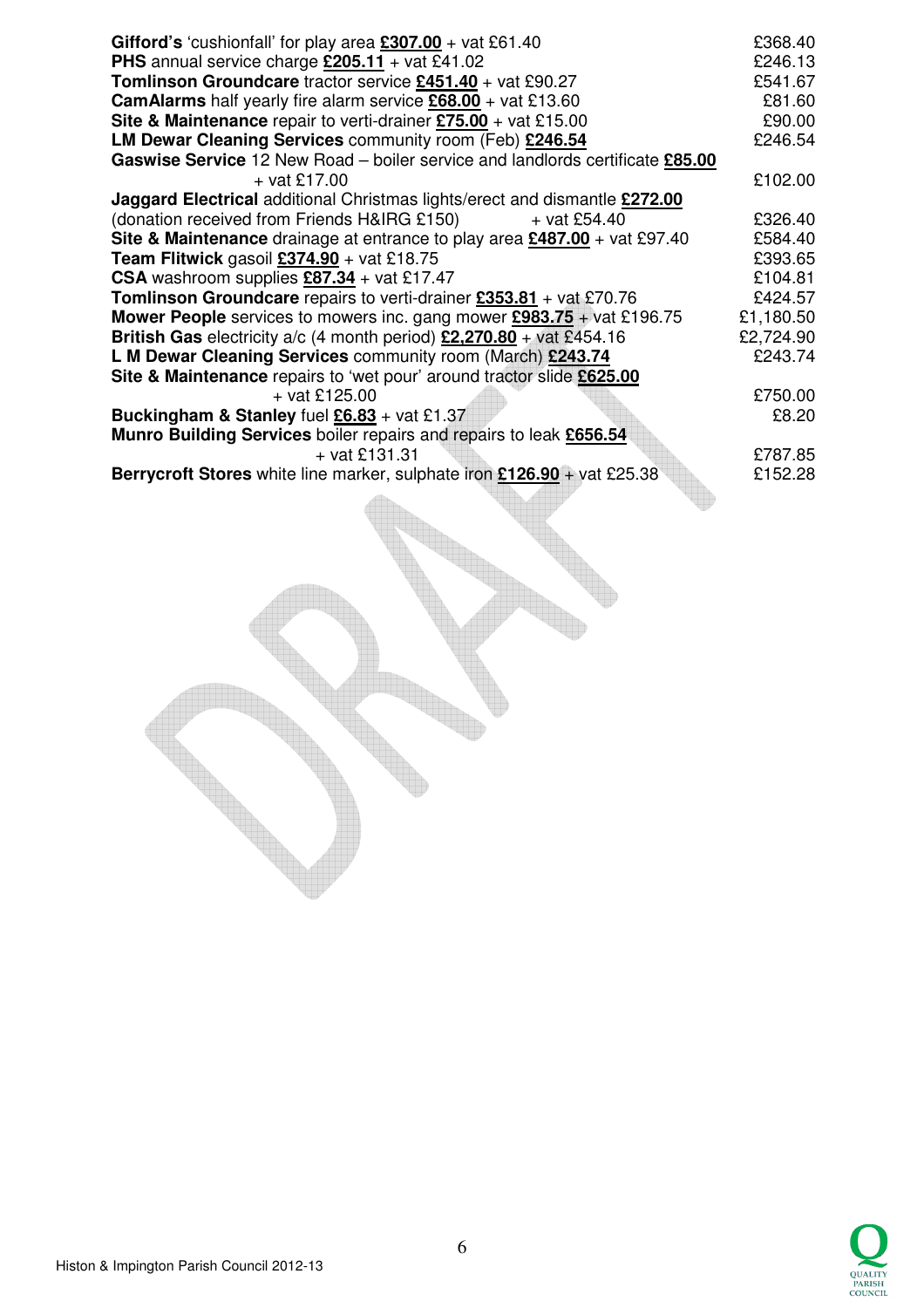| | |
|---|---|
| **Gifford's** 'cushionfall' for play area **£307.00** + vat £61.40 | £368.40 |
| **PHS** annual service charge **£205.11** + vat £41.02 | £246.13 |
| **Tomlinson Groundcare** tractor service **£451.40** + vat £90.27 | £541.67 |
| **CamAlarms** half yearly fire alarm service **£68.00** + vat £13.60 | £81.60 |
| **Site & Maintenance** repair to verti-drainer **£75.00** + vat £15.00 | £90.00 |
| **LM Dewar Cleaning Services** community room (Feb) **£246.54** | £246.54 |
| **Gaswise Service** 12 New Road – boiler service and landlords certificate **£85.00** + vat £17.00 | £102.00 |
| **Jaggard Electrical** additional Christmas lights/erect and dismantle **£272.00** (donation received from Friends H&IRG £150) + vat £54.40 | £326.40 |
| **Site & Maintenance** drainage at entrance to play area **£487.00** + vat £97.40 | £584.40 |
| **Team Flitwick** gasoil **£374.90** + vat £18.75 | £393.65 |
| **CSA** washroom supplies **£87.34** + vat £17.47 | £104.81 |
| **Tomlinson Groundcare** repairs to verti-drainer **£353.81** + vat £70.76 | £424.57 |
| **Mower People** services to mowers inc. gang mower **£983.75** + vat £196.75 | £1,180.50 |
| **British Gas** electricity a/c (4 month period) **£2,270.80** + vat £454.16 | £2,724.90 |
| **L M Dewar Cleaning Services** community room (March) **£243.74** | £243.74 |
| **Site & Maintenance** repairs to 'wet pour' around tractor slide **£625.00** + vat £125.00 | £750.00 |
| **Buckingham & Stanley** fuel **£6.83** + vat £1.37 | £8.20 |
| **Munro Building Services** boiler repairs and repairs to leak **£656.54** + vat £131.31 | £787.85 |
| **Berrycroft Stores** white line marker, sulphate iron **£126.90** + vat £25.38 | £152.28 |

DRAFT

Histon & Impington Parish Council 2012-13